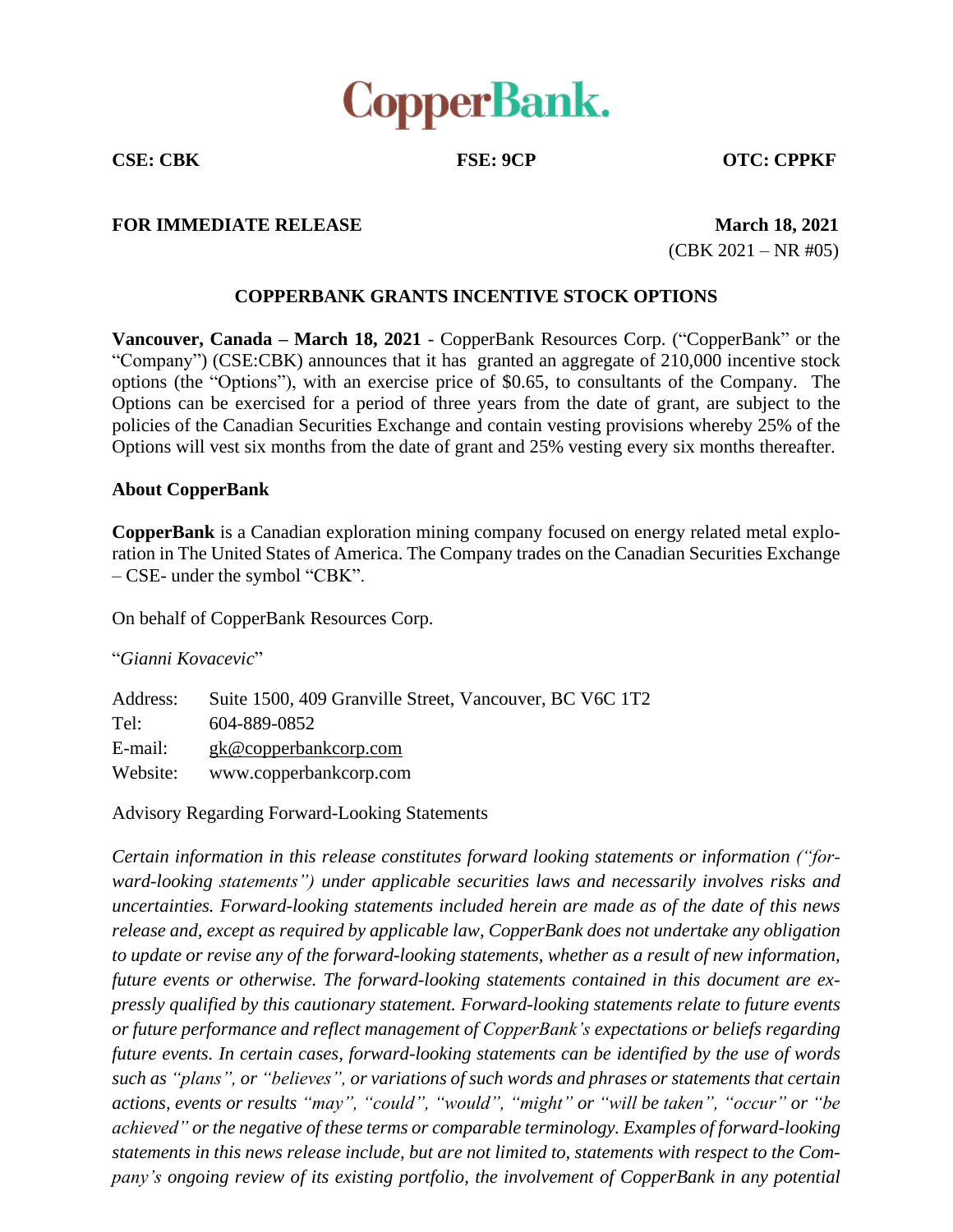# CopperBank.

**CSE: CBK** **FSE: 9CP** **OTC: CPPKF**

**FOR IMMEDIATE RELEASE** **March 18, 2021**

(CBK 2021 – NR #05)

## COPPERBANK GRANTS INCENTIVE STOCK OPTIONS

**Vancouver, Canada – March 18, 2021** - CopperBank Resources Corp. ("CopperBank" or the "Company") (CSE:CBK) announces that it has granted an aggregate of 210,000 incentive stock options (the "Options"), with an exercise price of $0.65, to consultants of the Company. The Options can be exercised for a period of three years from the date of grant, are subject to the policies of the Canadian Securities Exchange and contain vesting provisions whereby 25% of the Options will vest six months from the date of grant and 25% vesting every six months thereafter.

**About CopperBank**

**CopperBank** is a Canadian exploration mining company focused on energy related metal exploration in The United States of America. The Company trades on the Canadian Securities Exchange – CSE- under the symbol "CBK".

On behalf of CopperBank Resources Corp.

"*Gianni Kovacevic*"

Address: Suite 1500, 409 Granville Street, Vancouver, BC V6C 1T2
Tel: 604-889-0852
E-mail: gk@copperbankcorp.com
Website: www.copperbankcorp.com

Advisory Regarding Forward-Looking Statements

*Certain information in this release constitutes forward looking statements or information ("forward-looking statements") under applicable securities laws and necessarily involves risks and uncertainties. Forward-looking statements included herein are made as of the date of this news release and, except as required by applicable law, CopperBank does not undertake any obligation to update or revise any of the forward-looking statements, whether as a result of new information, future events or otherwise. The forward-looking statements contained in this document are expressly qualified by this cautionary statement. Forward-looking statements relate to future events or future performance and reflect management of CopperBank's expectations or beliefs regarding future events. In certain cases, forward-looking statements can be identified by the use of words such as "plans", or "believes", or variations of such words and phrases or statements that certain actions, events or results "may", "could", "would", "might" or "will be taken", "occur" or "be achieved" or the negative of these terms or comparable terminology. Examples of forward-looking statements in this news release include, but are not limited to, statements with respect to the Company's ongoing review of its existing portfolio, the involvement of CopperBank in any potential*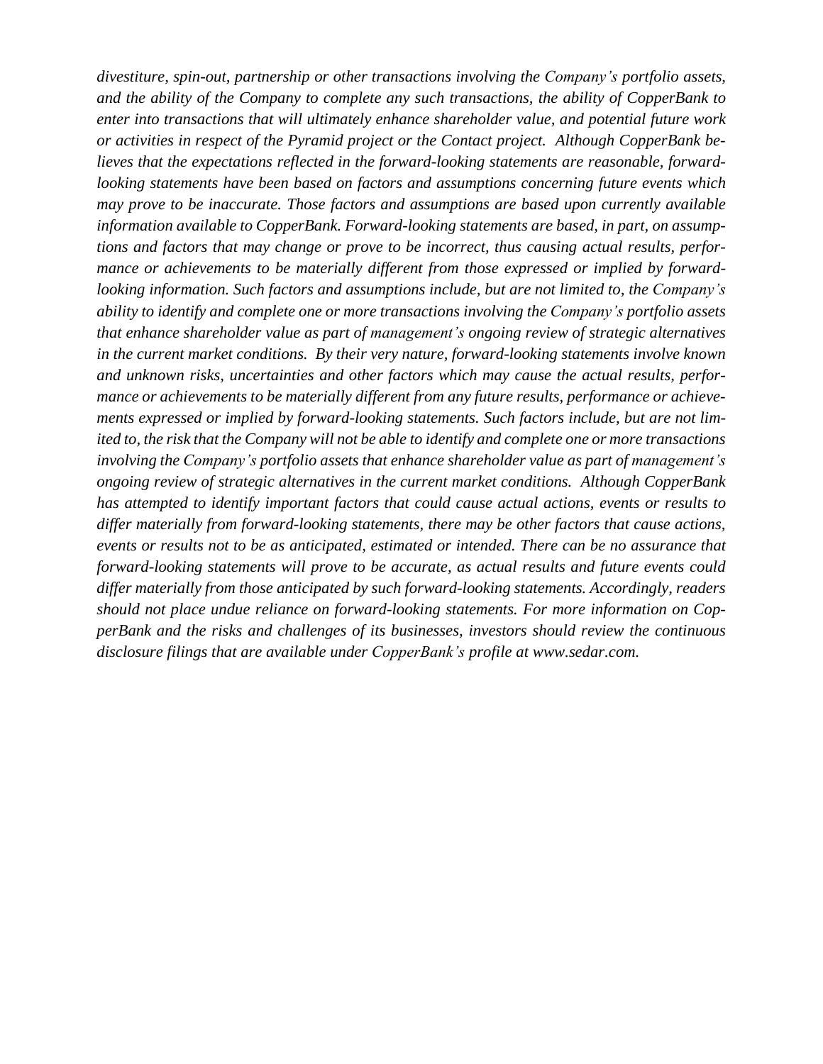*divestiture, spin-out, partnership or other transactions involving the Company's portfolio assets, and the ability of the Company to complete any such transactions, the ability of CopperBank to enter into transactions that will ultimately enhance shareholder value, and potential future work or activities in respect of the Pyramid project or the Contact project. Although CopperBank believes that the expectations reflected in the forward-looking statements are reasonable, forward-looking statements have been based on factors and assumptions concerning future events which may prove to be inaccurate. Those factors and assumptions are based upon currently available information available to CopperBank. Forward-looking statements are based, in part, on assumptions and factors that may change or prove to be incorrect, thus causing actual results, performance or achievements to be materially different from those expressed or implied by forward-looking information. Such factors and assumptions include, but are not limited to, the Company's ability to identify and complete one or more transactions involving the Company's portfolio assets that enhance shareholder value as part of management's ongoing review of strategic alternatives in the current market conditions. By their very nature, forward-looking statements involve known and unknown risks, uncertainties and other factors which may cause the actual results, performance or achievements to be materially different from any future results, performance or achievements expressed or implied by forward-looking statements. Such factors include, but are not limited to, the risk that the Company will not be able to identify and complete one or more transactions involving the Company's portfolio assets that enhance shareholder value as part of management's ongoing review of strategic alternatives in the current market conditions. Although CopperBank has attempted to identify important factors that could cause actual actions, events or results to differ materially from forward-looking statements, there may be other factors that cause actions, events or results not to be as anticipated, estimated or intended. There can be no assurance that forward-looking statements will prove to be accurate, as actual results and future events could differ materially from those anticipated by such forward-looking statements. Accordingly, readers should not place undue reliance on forward-looking statements. For more information on CopperBank and the risks and challenges of its businesses, investors should review the continuous disclosure filings that are available under CopperBank's profile at www.sedar.com.*